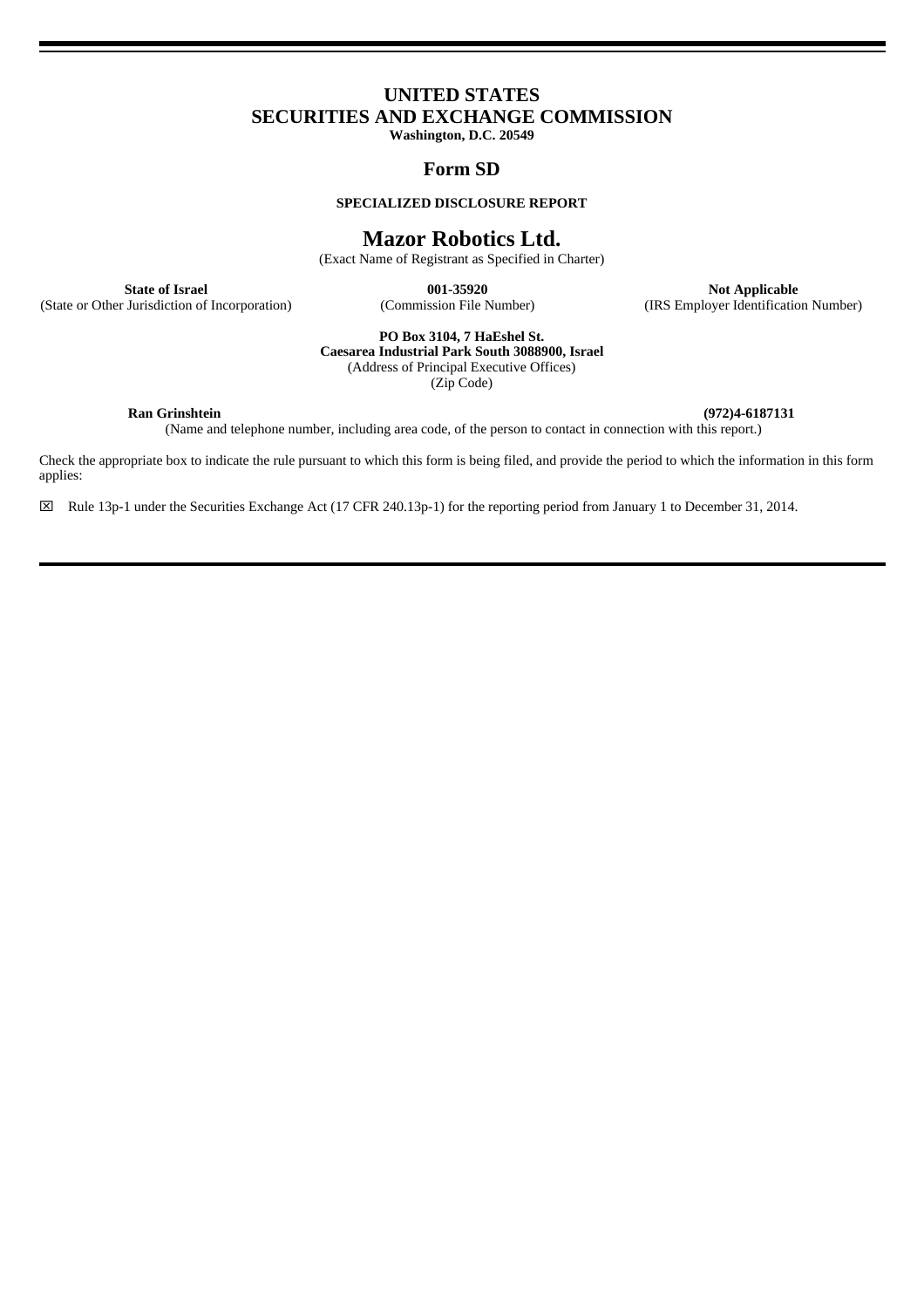# UNITED STATES
# SECURITIES AND EXCHANGE COMMISSION

**Washington, D.C. 20549**

## Form SD

**SPECIALIZED DISCLOSURE REPORT**

# Mazor Robotics Ltd.

(Exact Name of Registrant as Specified in Charter)

| **State of Israel** | **001-35920** | **Not Applicable** |
|---|---|---|
| (State or Other Jurisdiction of Incorporation) | (Commission File Number) | (IRS Employer Identification Number) |

**PO Box 3104, 7 HaEshel St.**
**Caesarea Industrial Park South 3088900, Israel**
(Address of Principal Executive Offices)
(Zip Code)

**Ran Grinshtein** **(972)4-6187131**
(Name and telephone number, including area code, of the person to contact in connection with this report.)

Check the appropriate box to indicate the rule pursuant to which this form is being filed, and provide the period to which the information in this form applies:

☒ Rule 13p-1 under the Securities Exchange Act (17 CFR 240.13p-1) for the reporting period from January 1 to December 31, 2014.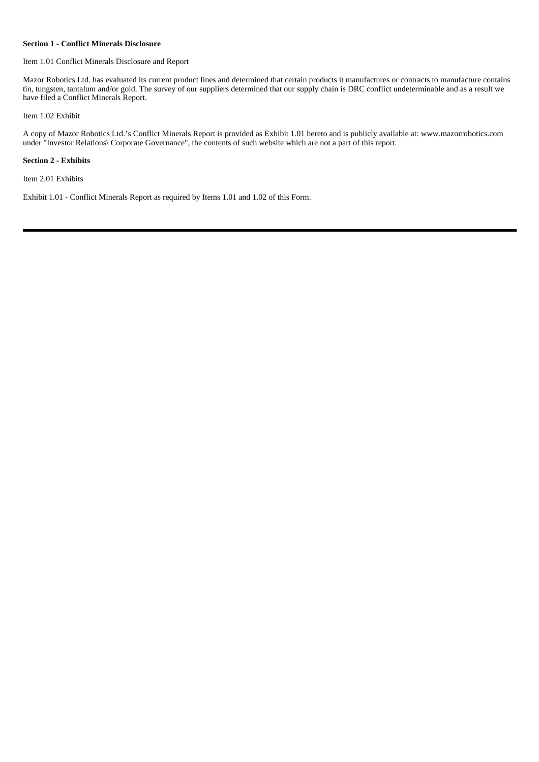**Section 1 - Conflict Minerals Disclosure**

Item 1.01 Conflict Minerals Disclosure and Report

Mazor Robotics Ltd. has evaluated its current product lines and determined that certain products it manufactures or contracts to manufacture contains tin, tungsten, tantalum and/or gold. The survey of our suppliers determined that our supply chain is DRC conflict undeterminable and as a result we have filed a Conflict Minerals Report.

Item 1.02 Exhibit

A copy of Mazor Robotics Ltd.'s Conflict Minerals Report is provided as Exhibit 1.01 hereto and is publicly available at: www.mazorrobotics.com under "Investor Relations\ Corporate Governance", the contents of such website which are not a part of this report.

**Section 2 - Exhibits**

Item 2.01 Exhibits

Exhibit 1.01 - Conflict Minerals Report as required by Items 1.01 and 1.02 of this Form.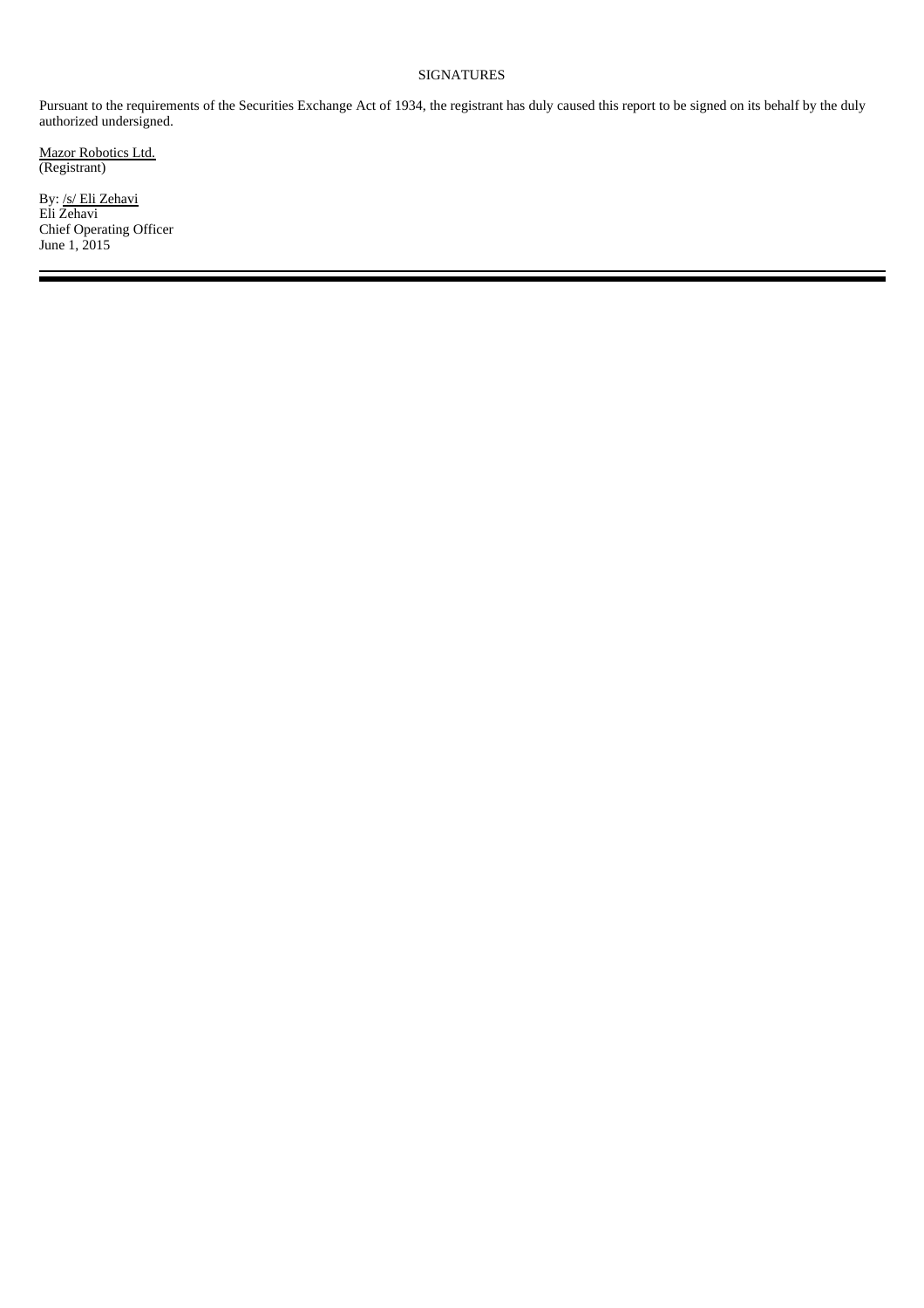SIGNATURES

Pursuant to the requirements of the Securities Exchange Act of 1934, the registrant has duly caused this report to be signed on its behalf by the duly authorized undersigned.

Mazor Robotics Ltd.
(Registrant)

By: /s/ Eli Zehavi
Eli Zehavi
Chief Operating Officer
June 1, 2015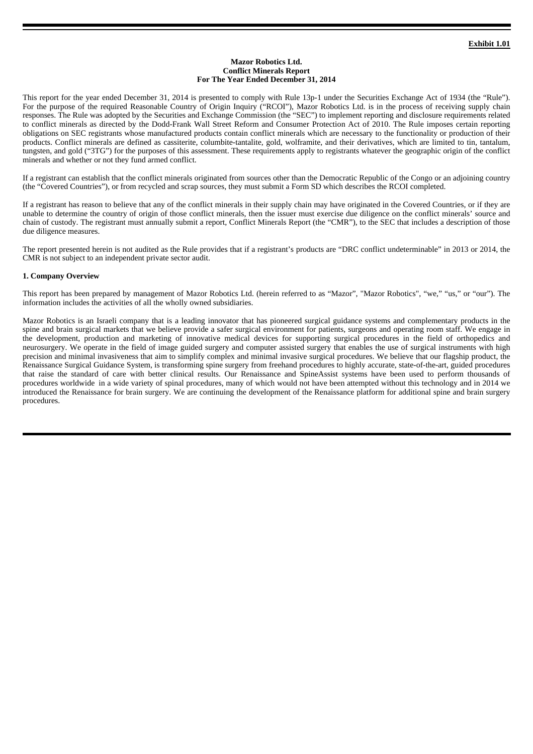**Exhibit 1.01**

**Mazor Robotics Ltd.**
**Conflict Minerals Report**
**For The Year Ended December 31, 2014**

This report for the year ended December 31, 2014 is presented to comply with Rule 13p-1 under the Securities Exchange Act of 1934 (the "Rule"). For the purpose of the required Reasonable Country of Origin Inquiry ("RCOI"), Mazor Robotics Ltd. is in the process of receiving supply chain responses. The Rule was adopted by the Securities and Exchange Commission (the "SEC") to implement reporting and disclosure requirements related to conflict minerals as directed by the Dodd-Frank Wall Street Reform and Consumer Protection Act of 2010. The Rule imposes certain reporting obligations on SEC registrants whose manufactured products contain conflict minerals which are necessary to the functionality or production of their products. Conflict minerals are defined as cassiterite, columbite-tantalite, gold, wolframite, and their derivatives, which are limited to tin, tantalum, tungsten, and gold ("3TG") for the purposes of this assessment. These requirements apply to registrants whatever the geographic origin of the conflict minerals and whether or not they fund armed conflict.

If a registrant can establish that the conflict minerals originated from sources other than the Democratic Republic of the Congo or an adjoining country (the "Covered Countries"), or from recycled and scrap sources, they must submit a Form SD which describes the RCOI completed.

If a registrant has reason to believe that any of the conflict minerals in their supply chain may have originated in the Covered Countries, or if they are unable to determine the country of origin of those conflict minerals, then the issuer must exercise due diligence on the conflict minerals' source and chain of custody. The registrant must annually submit a report, Conflict Minerals Report (the "CMR"), to the SEC that includes a description of those due diligence measures.

The report presented herein is not audited as the Rule provides that if a registrant's products are "DRC conflict undeterminable" in 2013 or 2014, the CMR is not subject to an independent private sector audit.

**1. Company Overview**

This report has been prepared by management of Mazor Robotics Ltd. (herein referred to as "Mazor", "Mazor Robotics", "we," "us," or "our"). The information includes the activities of all the wholly owned subsidiaries.

Mazor Robotics is an Israeli company that is a leading innovator that has pioneered surgical guidance systems and complementary products in the spine and brain surgical markets that we believe provide a safer surgical environment for patients, surgeons and operating room staff. We engage in the development, production and marketing of innovative medical devices for supporting surgical procedures in the field of orthopedics and neurosurgery. We operate in the field of image guided surgery and computer assisted surgery that enables the use of surgical instruments with high precision and minimal invasiveness that aim to simplify complex and minimal invasive surgical procedures. We believe that our flagship product, the Renaissance Surgical Guidance System, is transforming spine surgery from freehand procedures to highly accurate, state-of-the-art, guided procedures that raise the standard of care with better clinical results. Our Renaissance and SpineAssist systems have been used to perform thousands of procedures worldwide in a wide variety of spinal procedures, many of which would not have been attempted without this technology and in 2014 we introduced the Renaissance for brain surgery. We are continuing the development of the Renaissance platform for additional spine and brain surgery procedures.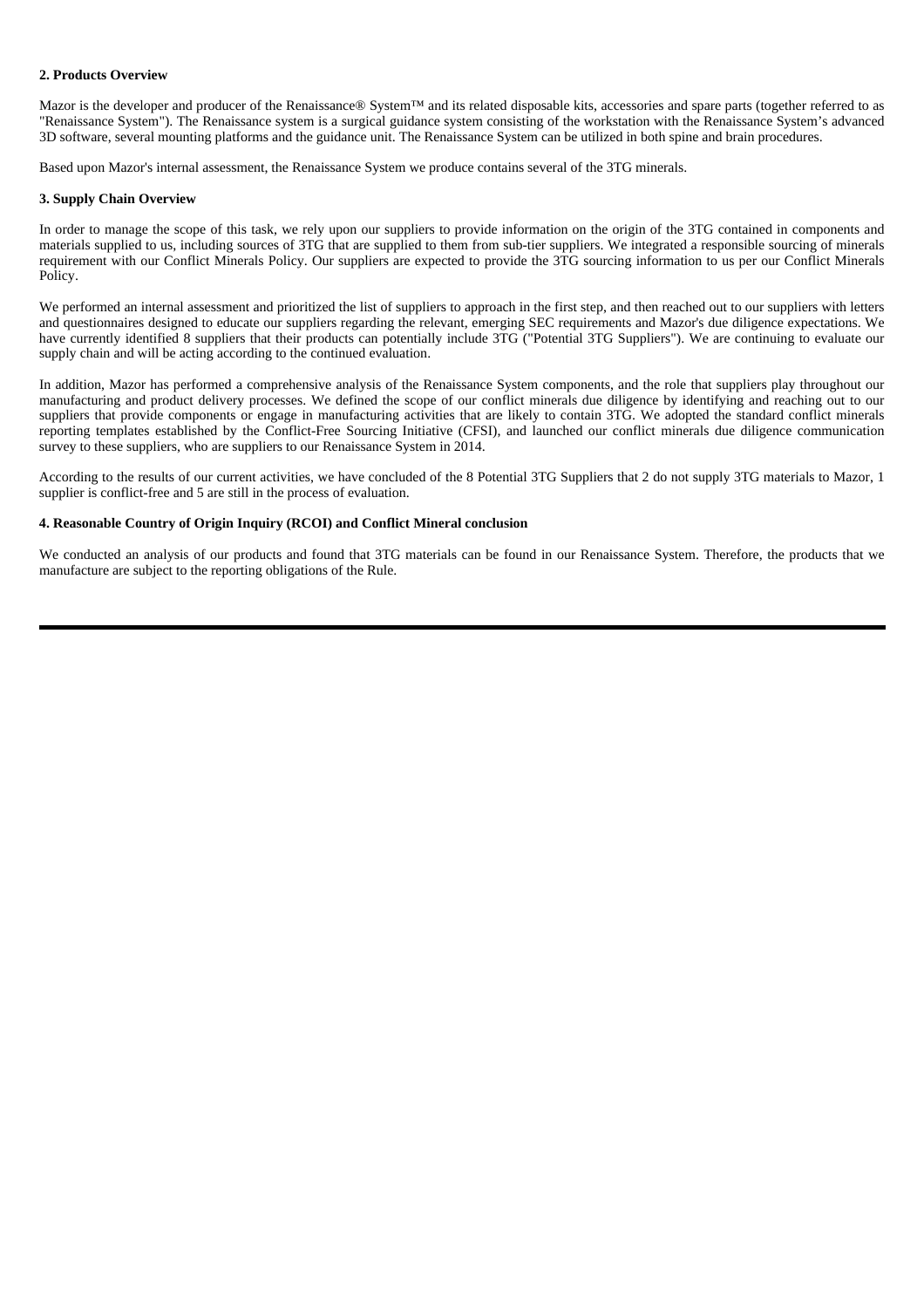**2. Products Overview**

Mazor is the developer and producer of the Renaissance® System™ and its related disposable kits, accessories and spare parts (together referred to as "Renaissance System"). The Renaissance system is a surgical guidance system consisting of the workstation with the Renaissance System's advanced 3D software, several mounting platforms and the guidance unit. The Renaissance System can be utilized in both spine and brain procedures.

Based upon Mazor's internal assessment, the Renaissance System we produce contains several of the 3TG minerals.

**3. Supply Chain Overview**

In order to manage the scope of this task, we rely upon our suppliers to provide information on the origin of the 3TG contained in components and materials supplied to us, including sources of 3TG that are supplied to them from sub-tier suppliers. We integrated a responsible sourcing of minerals requirement with our Conflict Minerals Policy. Our suppliers are expected to provide the 3TG sourcing information to us per our Conflict Minerals Policy.

We performed an internal assessment and prioritized the list of suppliers to approach in the first step, and then reached out to our suppliers with letters and questionnaires designed to educate our suppliers regarding the relevant, emerging SEC requirements and Mazor's due diligence expectations. We have currently identified 8 suppliers that their products can potentially include 3TG ("Potential 3TG Suppliers"). We are continuing to evaluate our supply chain and will be acting according to the continued evaluation.

In addition, Mazor has performed a comprehensive analysis of the Renaissance System components, and the role that suppliers play throughout our manufacturing and product delivery processes. We defined the scope of our conflict minerals due diligence by identifying and reaching out to our suppliers that provide components or engage in manufacturing activities that are likely to contain 3TG. We adopted the standard conflict minerals reporting templates established by the Conflict-Free Sourcing Initiative (CFSI), and launched our conflict minerals due diligence communication survey to these suppliers, who are suppliers to our Renaissance System in 2014.

According to the results of our current activities, we have concluded of the 8 Potential 3TG Suppliers that 2 do not supply 3TG materials to Mazor, 1 supplier is conflict-free and 5 are still in the process of evaluation.

**4. Reasonable Country of Origin Inquiry (RCOI) and Conflict Mineral conclusion**

We conducted an analysis of our products and found that 3TG materials can be found in our Renaissance System. Therefore, the products that we manufacture are subject to the reporting obligations of the Rule.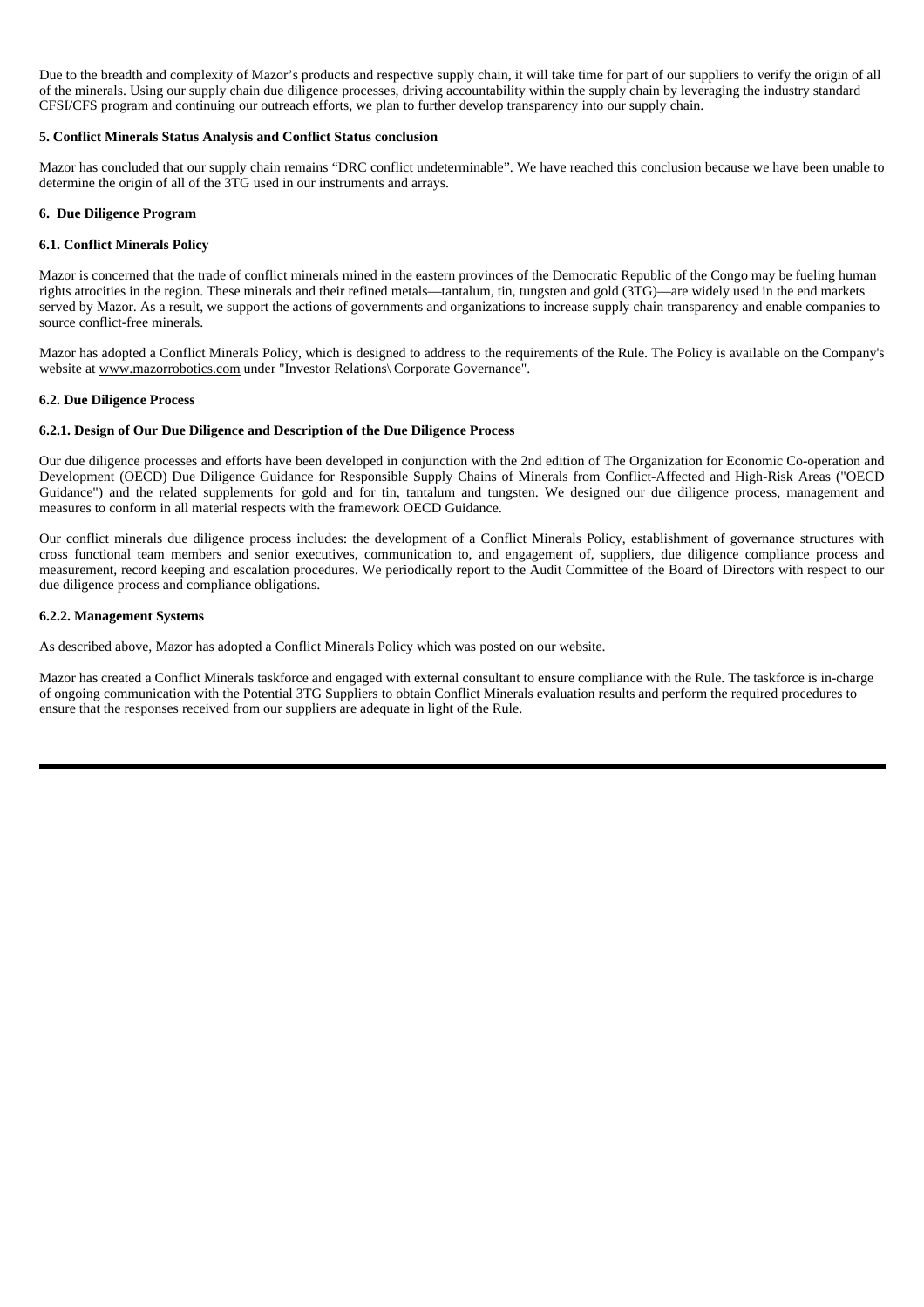Due to the breadth and complexity of Mazor's products and respective supply chain, it will take time for part of our suppliers to verify the origin of all of the minerals. Using our supply chain due diligence processes, driving accountability within the supply chain by leveraging the industry standard CFSI/CFS program and continuing our outreach efforts, we plan to further develop transparency into our supply chain.

**5. Conflict Minerals Status Analysis and Conflict Status conclusion**

Mazor has concluded that our supply chain remains "DRC conflict undeterminable". We have reached this conclusion because we have been unable to determine the origin of all of the 3TG used in our instruments and arrays.

**6. Due Diligence Program**

**6.1. Conflict Minerals Policy**

Mazor is concerned that the trade of conflict minerals mined in the eastern provinces of the Democratic Republic of the Congo may be fueling human rights atrocities in the region. These minerals and their refined metals—tantalum, tin, tungsten and gold (3TG)—are widely used in the end markets served by Mazor. As a result, we support the actions of governments and organizations to increase supply chain transparency and enable companies to source conflict-free minerals.

Mazor has adopted a Conflict Minerals Policy, which is designed to address to the requirements of the Rule. The Policy is available on the Company's website at www.mazorrobotics.com under "Investor Relations\ Corporate Governance".

**6.2. Due Diligence Process**

**6.2.1. Design of Our Due Diligence and Description of the Due Diligence Process**

Our due diligence processes and efforts have been developed in conjunction with the 2nd edition of The Organization for Economic Co-operation and Development (OECD) Due Diligence Guidance for Responsible Supply Chains of Minerals from Conflict-Affected and High-Risk Areas ("OECD Guidance") and the related supplements for gold and for tin, tantalum and tungsten. We designed our due diligence process, management and measures to conform in all material respects with the framework OECD Guidance.

Our conflict minerals due diligence process includes: the development of a Conflict Minerals Policy, establishment of governance structures with cross functional team members and senior executives, communication to, and engagement of, suppliers, due diligence compliance process and measurement, record keeping and escalation procedures. We periodically report to the Audit Committee of the Board of Directors with respect to our due diligence process and compliance obligations.

**6.2.2. Management Systems**

As described above, Mazor has adopted a Conflict Minerals Policy which was posted on our website.

Mazor has created a Conflict Minerals taskforce and engaged with external consultant to ensure compliance with the Rule. The taskforce is in-charge of ongoing communication with the Potential 3TG Suppliers to obtain Conflict Minerals evaluation results and perform the required procedures to ensure that the responses received from our suppliers are adequate in light of the Rule.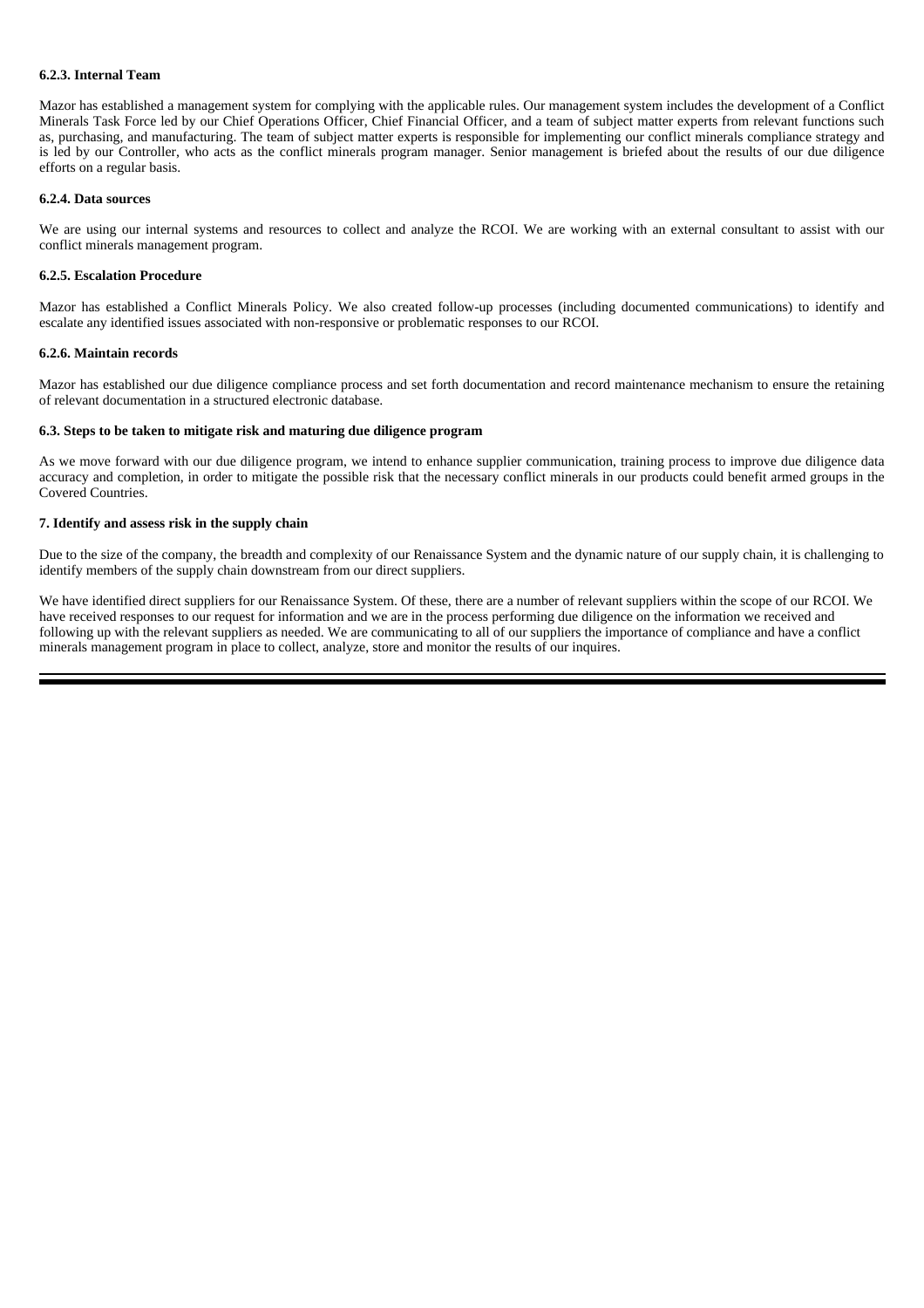#### 6.2.3. Internal Team

Mazor has established a management system for complying with the applicable rules. Our management system includes the development of a Conflict Minerals Task Force led by our Chief Operations Officer, Chief Financial Officer, and a team of subject matter experts from relevant functions such as, purchasing, and manufacturing. The team of subject matter experts is responsible for implementing our conflict minerals compliance strategy and is led by our Controller, who acts as the conflict minerals program manager. Senior management is briefed about the results of our due diligence efforts on a regular basis.

#### 6.2.4. Data sources

We are using our internal systems and resources to collect and analyze the RCOI. We are working with an external consultant to assist with our conflict minerals management program.

#### 6.2.5. Escalation Procedure

Mazor has established a Conflict Minerals Policy. We also created follow-up processes (including documented communications) to identify and escalate any identified issues associated with non-responsive or problematic responses to our RCOI.

#### 6.2.6. Maintain records

Mazor has established our due diligence compliance process and set forth documentation and record maintenance mechanism to ensure the retaining of relevant documentation in a structured electronic database.

### 6.3. Steps to be taken to mitigate risk and maturing due diligence program

As we move forward with our due diligence program, we intend to enhance supplier communication, training process to improve due diligence data accuracy and completion, in order to mitigate the possible risk that the necessary conflict minerals in our products could benefit armed groups in the Covered Countries.

## 7. Identify and assess risk in the supply chain

Due to the size of the company, the breadth and complexity of our Renaissance System and the dynamic nature of our supply chain, it is challenging to identify members of the supply chain downstream from our direct suppliers.

We have identified direct suppliers for our Renaissance System. Of these, there are a number of relevant suppliers within the scope of our RCOI. We have received responses to our request for information and we are in the process performing due diligence on the information we received and following up with the relevant suppliers as needed. We are communicating to all of our suppliers the importance of compliance and have a conflict minerals management program in place to collect, analyze, store and monitor the results of our inquires.